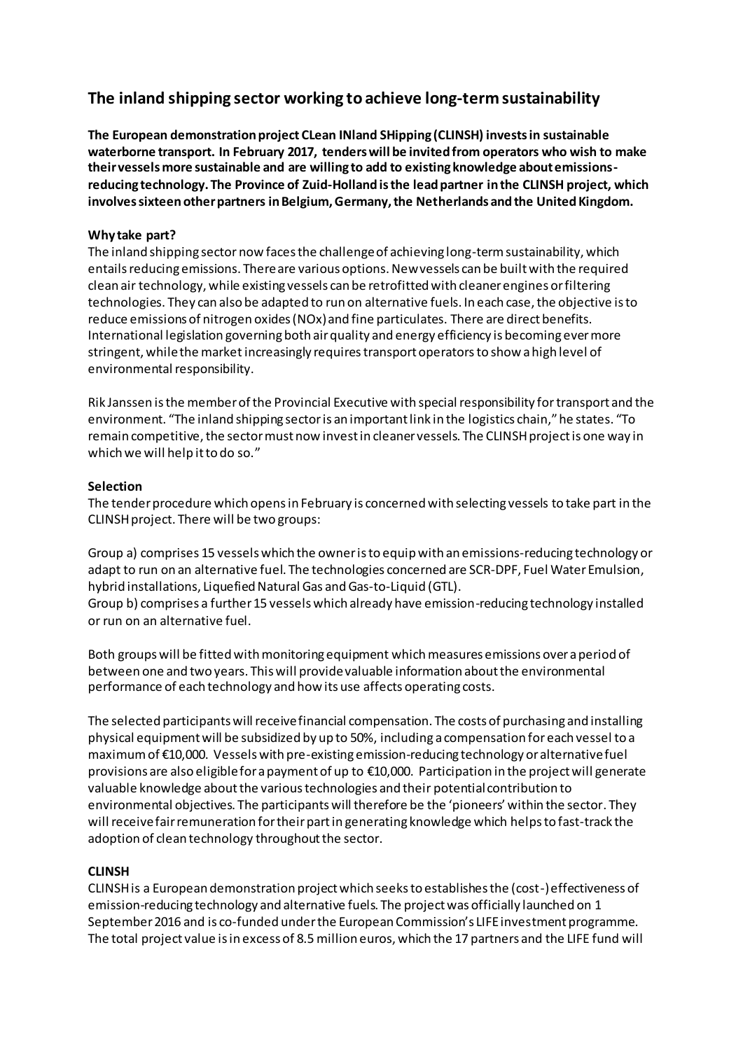## The inland shipping sector working to achieve long-term sustainability

**The European demonstration project CLean INland SHipping (CLINSH) invests in sustainable waterborne transport. In February 2017, tenders will be invited from operators who wish to make their vessels more sustainable and are willing to add to existing knowledge about emissions-reducing technology. The Province of Zuid-Holland is the lead partner in the CLINSH project, which involves sixteen other partners in Belgium, Germany, the Netherlands and the United Kingdom.**

### Why take part?

The inland shipping sector now faces the challenge of achieving long-term sustainability, which entails reducing emissions. There are various options. New vessels can be built with the required clean air technology, while existing vessels can be retrofitted with cleaner engines or filtering technologies. They can also be adapted to run on alternative fuels. In each case, the objective is to reduce emissions of nitrogen oxides (NOx) and fine particulates. There are direct benefits. International legislation governing both air quality and energy efficiency is becoming ever more stringent, while the market increasingly requires transport operators to show a high level of environmental responsibility.

Rik Janssen is the member of the Provincial Executive with special responsibility for transport and the environment. "The inland shipping sector is an important link in the logistics chain," he states. "To remain competitive, the sector must now invest in cleaner vessels. The CLINSH project is one way in which we will help it to do so."

### Selection

The tender procedure which opens in February is concerned with selecting vessels to take part in the CLINSH project. There will be two groups:

Group a) comprises 15 vessels which the owner is to equip with an emissions-reducing technology or adapt to run on an alternative fuel. The technologies concerned are SCR-DPF, Fuel Water Emulsion, hybrid installations, Liquefied Natural Gas and Gas-to-Liquid (GTL).
Group b) comprises a further 15 vessels which already have emission-reducing technology installed or run on an alternative fuel.

Both groups will be fitted with monitoring equipment which measures emissions over a period of between one and two years. This will provide valuable information about the environmental performance of each technology and how its use affects operating costs.

The selected participants will receive financial compensation. The costs of purchasing and installing physical equipment will be subsidized by up to 50%, including a compensation for each vessel to a maximum of €10,000. Vessels with pre-existing emission-reducing technology or alternative fuel provisions are also eligible for a payment of up to €10,000. Participation in the project will generate valuable knowledge about the various technologies and their potential contribution to environmental objectives. The participants will therefore be the 'pioneers' within the sector. They will receive fair remuneration for their part in generating knowledge which helps to fast-track the adoption of clean technology throughout the sector.

### CLINSH

CLINSH is a European demonstration project which seeks to establishes the (cost-) effectiveness of emission-reducing technology and alternative fuels. The project was officially launched on 1 September 2016 and is co-funded under the European Commission's LIFE investment programme. The total project value is in excess of 8.5 million euros, which the 17 partners and the LIFE fund will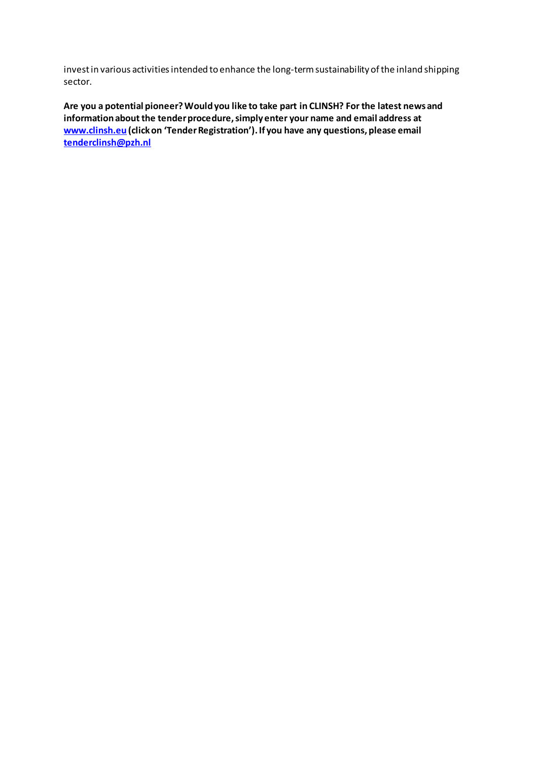invest in various activities intended to enhance the long-term sustainability of the inland shipping sector.

**Are you a potential pioneer? Would you like to take part in CLINSH? For the latest news and information about the tender procedure, simply enter your name and email address at [www.clinsh.eu](http://www.clinsh.eu) (click on 'Tender Registration'). If you have any questions, please email [tenderclinsh@pzh.nl](mailto:tenderclinsh@pzh.nl)**